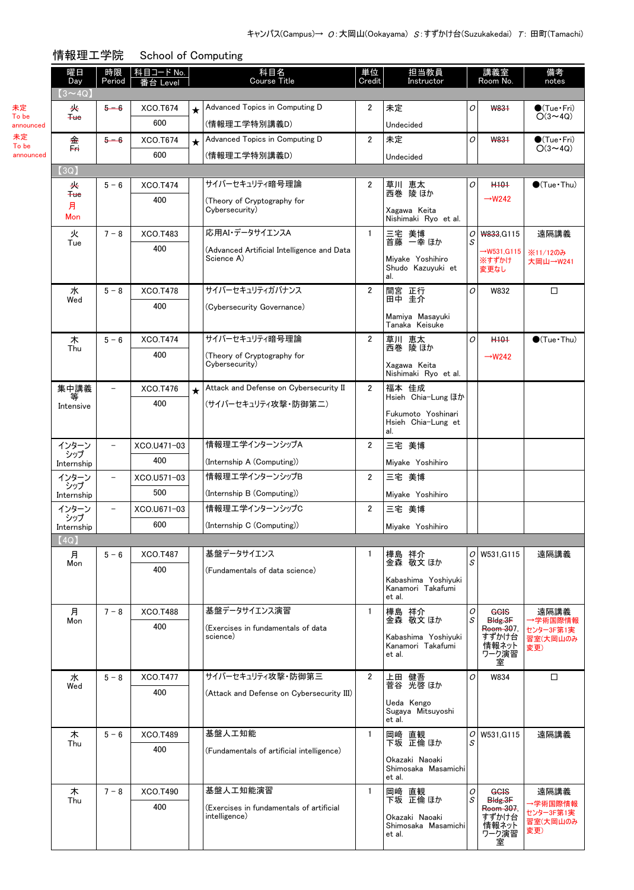キャンパス(Campus)→ O：大岡山(Ookayama) S：すずかけ台(Suzukakedai) T：田町(Tamachi)

## 情報理工学院　School of Computing

| 曜日 Day | 時限 Period | 科目コード No. / 番台 Level | | 科目名 Course Title | 単位 Credit | 担当教員 Instructor | | 講義室 Room No. | 備考 notes |
|---|---|---|---|---|---|---|---|---|---|
| 【3～4Q】 | | | | | | | | | |
| 未定 To be announced / 火 ~~Tue~~ | ~~5－6~~ | XCO.T674 / 600 | ★ | Advanced Topics in Computing D (情報理工学特別講義D) | 2 | 未定 Undecided | O | ~~W831~~ | ●(Tue・Fri) ○(3～4Q) |
| 未定 To be announced / 金 ~~Fri~~ | ~~5－6~~ | XCO.T674 / 600 | ★ | Advanced Topics in Computing D (情報理工学特別講義D) | 2 | 未定 Undecided | O | ~~W831~~ | ●(Tue・Fri) ○(3～4Q) |
| 【3Q】 | | | | | | | | | |
| 火 ~~Tue~~ 月 Mon | 5－6 | XCO.T474 / 400 | | サイバーセキュリティ暗号理論 (Theory of Cryptography for Cybersecurity) | 2 | 草川 恵太 西巻 陵 ほか Xagawa Keita Nishimaki Ryo et al. | O | ~~H101~~ →W242 | ●(Tue・Thu) |
| 火 Tue | 7－8 | XCO.T483 / 400 | | 応用AI・データサイエンスA (Advanced Artificial Intelligence and Data Science A) | 1 | 三宅 美博 首藤 一幸 ほか Miyake Yoshihiro Shudo Kazuyuki et al. | O S | ~~W833~~,G115 →W531,G115 ※すずかけ変更なし | 遠隔講義 ※11/12のみ大岡山→W241 |
| 水 Wed | 5－8 | XCO.T478 / 400 | | サイバーセキュリティガバナンス (Cybersecurity Governance) | 2 | 間宮 正行 田中 圭介 Mamiya Masayuki Tanaka Keisuke | O | W832 | □ |
| 木 Thu | 5－6 | XCO.T474 / 400 | | サイバーセキュリティ暗号理論 (Theory of Cryptography for Cybersecurity) | 2 | 草川 恵太 西巻 陵 ほか Xagawa Keita Nishimaki Ryo et al. | O | ~~H101~~ →W242 | ●(Tue・Thu) |
| 集中講義等 Intensive | － | XCO.T476 / 400 | ★ | Attack and Defense on Cybersecurity II (サイバーセキュリティ攻撃・防御第二) | 2 | 福本 佳成 Hsieh Chia-Lung ほか Fukumoto Yoshinari Hsieh Chia-Lung et al. | | | |
| インターンシップ Internship | － | XCO.U471-03 / 400 | | 情報理工学インターンシップA (Internship A (Computing)) | 2 | 三宅 美博 Miyake Yoshihiro | | | |
| インターンシップ Internship | － | XCO.U571-03 / 500 | | 情報理工学インターンシップB (Internship B (Computing)) | 2 | 三宅 美博 Miyake Yoshihiro | | | |
| インターンシップ Internship | － | XCO.U671-03 / 600 | | 情報理工学インターンシップC (Internship C (Computing)) | 2 | 三宅 美博 Miyake Yoshihiro | | | |
| 【4Q】 | | | | | | | | | |
| 月 Mon | 5－6 | XCO.T487 / 400 | | 基盤データサイエンス (Fundamentals of data science) | 1 | 樺島 祥介 金森 敬文 ほか Kabashima Yoshiyuki Kanamori Takafumi et al. | O S | W531,G115 | 遠隔講義 |
| 月 Mon | 7－8 | XCO.T488 / 400 | | 基盤データサイエンス演習 (Exercises in fundamentals of data science) | 1 | 樺島 祥介 金森 敬文 ほか Kabashima Yoshiyuki Kanamori Takafumi et al. | O S | ~~GSIC Bldg.3F Room 307~~, すずかけ台情報ネットワーク演習室 | 遠隔講義 →学術国際情報センター3F第1実習室(大岡山のみ変更) |
| 水 Wed | 5－8 | XCO.T477 / 400 | | サイバーセキュリティ攻撃・防御第三 (Attack and Defense on Cybersecurity III) | 2 | 上田 健吾 菅谷 光啓 ほか Ueda Kengo Sugaya Mitsuyoshi et al. | O | W834 | □ |
| 木 Thu | 5－6 | XCO.T489 / 400 | | 基盤人工知能 (Fundamentals of artificial intelligence) | 1 | 岡﨑 直観 下坂 正倫 ほか Okazaki Naoaki Shimosaka Masamichi et al. | O S | W531,G115 | 遠隔講義 |
| 木 Thu | 7－8 | XCO.T490 / 400 | | 基盤人工知能演習 (Exercises in fundamentals of artificial intelligence) | 1 | 岡﨑 直観 下坂 正倫 ほか Okazaki Naoaki Shimosaka Masamichi et al. | O S | ~~GSIC Bldg.3F Room 307~~, すずかけ台情報ネットワーク演習室 | 遠隔講義 →学術国際情報センター3F第1実習室(大岡山のみ変更) |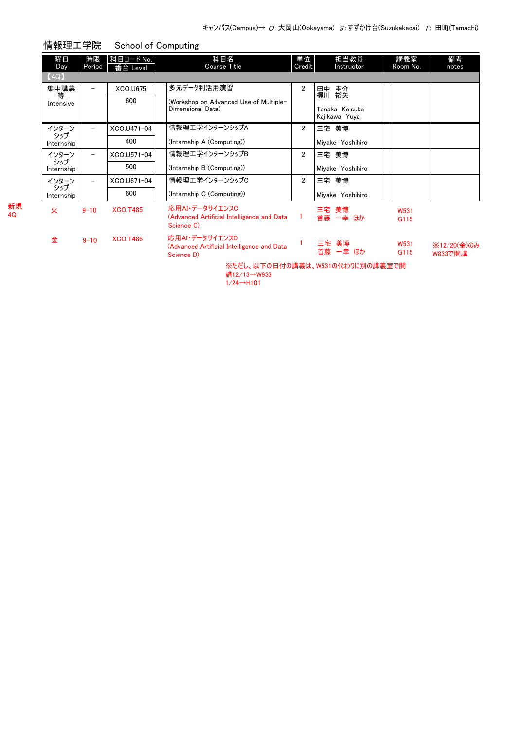キャンパス(Campus)→ O：大岡山(Ookayama) S：すずかけ台(Suzukakedai) T：田町(Tamachi)

## 情報理工学院　School of Computing

| 曜日 Day | 時限 Period | 科目コード No. / 番台 Level | | 科目名 Course Title | 単位 Credit | 担当教員 Instructor | | 講義室 Room No. | 備考 notes |
|---|---|---|---|---|---|---|---|---|---|
| 【4Q】 | | | | | | | | | |
| 集中講義等 Intensive | － | XCO.U675 / 600 | | 多元データ利活用演習 (Workshop on Advanced Use of Multiple-Dimensional Data) | 2 | 田中 圭介 梶川 裕矢 Tanaka Keisuke Kajikawa Yuya | | | |
| インターンシップ Internship | － | XCO.U471-04 / 400 | | 情報理工学インターンシップA (Internship A (Computing)) | 2 | 三宅 美博 Miyake Yoshihiro | | | |
| インターンシップ Internship | － | XCO.U571-04 / 500 | | 情報理工学インターンシップB (Internship B (Computing)) | 2 | 三宅 美博 Miyake Yoshihiro | | | |
| インターンシップ Internship | － | XCO.U671-04 / 600 | | 情報理工学インターンシップC (Internship C (Computing)) | 2 | 三宅 美博 Miyake Yoshihiro | | | |

新規 4Q

| 曜日 Day | 時限 Period | 科目コード No. | 科目名 Course Title | 単位 Credit | 担当教員 Instructor | 講義室 Room No. | 備考 notes |
|---|---|---|---|---|---|---|---|
| 火 | 9-10 | XCO.T485 | 応用AI・データサイエンスC (Advanced Artificial Intelligence and Data Science C) | 1 | 三宅 美博 首藤 一幸 ほか | W531 G115 | |
| 金 | 9-10 | XCO.T486 | 応用AI・データサイエンスD (Advanced Artificial Intelligence and Data Science D) | 1 | 三宅 美博 首藤 一幸 ほか | W531 G115 | ※12/20(金)のみW833で開講 |

※ただし、以下の日付の講義は、W531の代わりに別の講義室で開講
12/13→W933
1/24→H101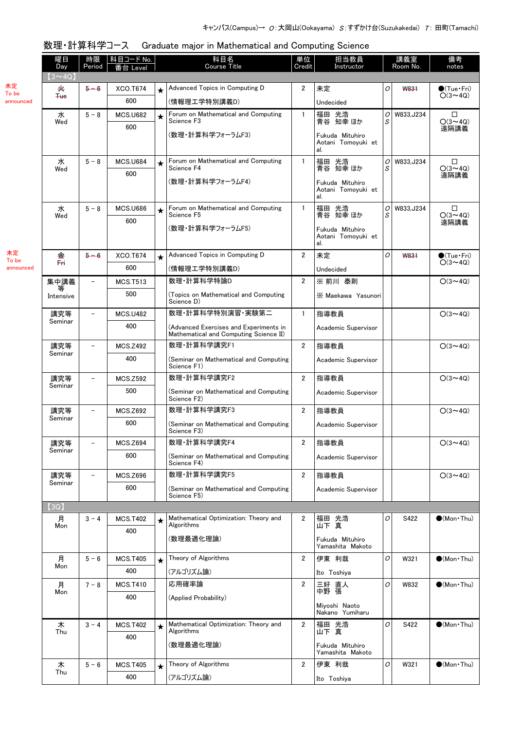キャンパス(Campus)→ O:大岡山(Ookayama) S:すずかけ台(Suzukakedai) T: 田町(Tamachi)

## 数理・計算科学コース　Graduate major in Mathematical and Computing Science

| 曜日 Day | 時限 Period | 科目コード No. 番台 Level | | 科目名 Course Title | 単位 Credit | 担当教員 Instructor | | 講義室 Room No. | 備考 notes |
|---|---|---|---|---|---|---|---|---|---|
| 【3～4Q】 | | | | | | | | | |
| 未定 To be announced ~~火 Tue~~ | ~~5－6~~ | XCO.T674 600 | ★ | Advanced Topics in Computing D (情報理工学特別講義D) | 2 | 未定 Undecided | O | ~~W831~~ | ●(Tue・Fri) ○(3～4Q) |
| 水 Wed | 5－8 | MCS.U682 600 | ★ | Forum on Mathematical and Computing Science F3 (数理・計算科学フォーラムF3) | 1 | 福田 光浩 青谷 知幸 ほか Fukuda Mitsuhiro Aotani Tomoyuki et al. | O S | W833,J234 | □ ○(3～4Q) 遠隔講義 |
| 水 Wed | 5－8 | MCS.U684 600 | ★ | Forum on Mathematical and Computing Science F4 (数理・計算科学フォーラムF4) | 1 | 福田 光浩 青谷 知幸 ほか Fukuda Mitsuhiro Aotani Tomoyuki et al. | O S | W833,J234 | □ ○(3～4Q) 遠隔講義 |
| 水 Wed | 5－8 | MCS.U686 600 | ★ | Forum on Mathematical and Computing Science F5 (数理・計算科学フォーラムF5) | 1 | 福田 光浩 青谷 知幸 ほか Fukuda Mitsuhiro Aotani Tomoyuki et al. | O S | W833,J234 | □ ○(3～4Q) 遠隔講義 |
| 未定 To be announced ~~金 Fri~~ | ~~5－6~~ | XCO.T674 600 | ★ | Advanced Topics in Computing D (情報理工学特別講義D) | 2 | 未定 Undecided | O | ~~W831~~ | ●(Tue・Fri) ○(3～4Q) |
| 集中講義等 Intensive | － | MCS.T513 500 | | 数理・計算科学特論D (Topics on Mathematical and Computing Science D) | 2 | ※ 前川 泰則 ※ Maekawa Yasunori | | | ○(3～4Q) |
| 講究等 Seminar | － | MCS.U482 400 | | 数理・計算科学特別演習・実験第二 (Advanced Exercises and Experiments in Mathematical and Computing Science II) | 1 | 指導教員 Academic Supervisor | | | ○(3～4Q) |
| 講究等 Seminar | － | MCS.Z492 400 | | 数理・計算科学講究F1 (Seminar on Mathematical and Computing Science F1) | 2 | 指導教員 Academic Supervisor | | | ○(3～4Q) |
| 講究等 Seminar | － | MCS.Z592 500 | | 数理・計算科学講究F2 (Seminar on Mathematical and Computing Science F2) | 2 | 指導教員 Academic Supervisor | | | ○(3～4Q) |
| 講究等 Seminar | － | MCS.Z692 600 | | 数理・計算科学講究F3 (Seminar on Mathematical and Computing Science F3) | 2 | 指導教員 Academic Supervisor | | | ○(3～4Q) |
| 講究等 Seminar | － | MCS.Z694 600 | | 数理・計算科学講究F4 (Seminar on Mathematical and Computing Science F4) | 2 | 指導教員 Academic Supervisor | | | ○(3～4Q) |
| 講究等 Seminar | － | MCS.Z696 600 | | 数理・計算科学講究F5 (Seminar on Mathematical and Computing Science F5) | 2 | 指導教員 Academic Supervisor | | | ○(3～4Q) |
| 【3Q】 | | | | | | | | | |
| 月 Mon | 3－4 | MCS.T402 400 | ★ | Mathematical Optimization: Theory and Algorithms (数理最適化理論) | 2 | 福田 光浩 山下 真 Fukuda Mitsuhiro Yamashita Makoto | O | S422 | ●(Mon・Thu) |
| 月 Mon | 5－6 | MCS.T405 400 | ★ | Theory of Algorithms (アルゴリズム論) | 2 | 伊東 利哉 Ito Toshiya | O | W321 | ●(Mon・Thu) |
| 月 Mon | 7－8 | MCS.T410 400 | | 応用確率論 (Applied Probability) | 2 | 三好 直人 中野 張 Miyoshi Naoto Nakano Yumiharu | O | W832 | ●(Mon・Thu) |
| 木 Thu | 3－4 | MCS.T402 400 | ★ | Mathematical Optimization: Theory and Algorithms (数理最適化理論) | 2 | 福田 光浩 山下 真 Fukuda Mitsuhiro Yamashita Makoto | O | S422 | ●(Mon・Thu) |
| 木 Thu | 5－6 | MCS.T405 400 | ★ | Theory of Algorithms (アルゴリズム論) | 2 | 伊東 利哉 Ito Toshiya | O | W321 | ●(Mon・Thu) |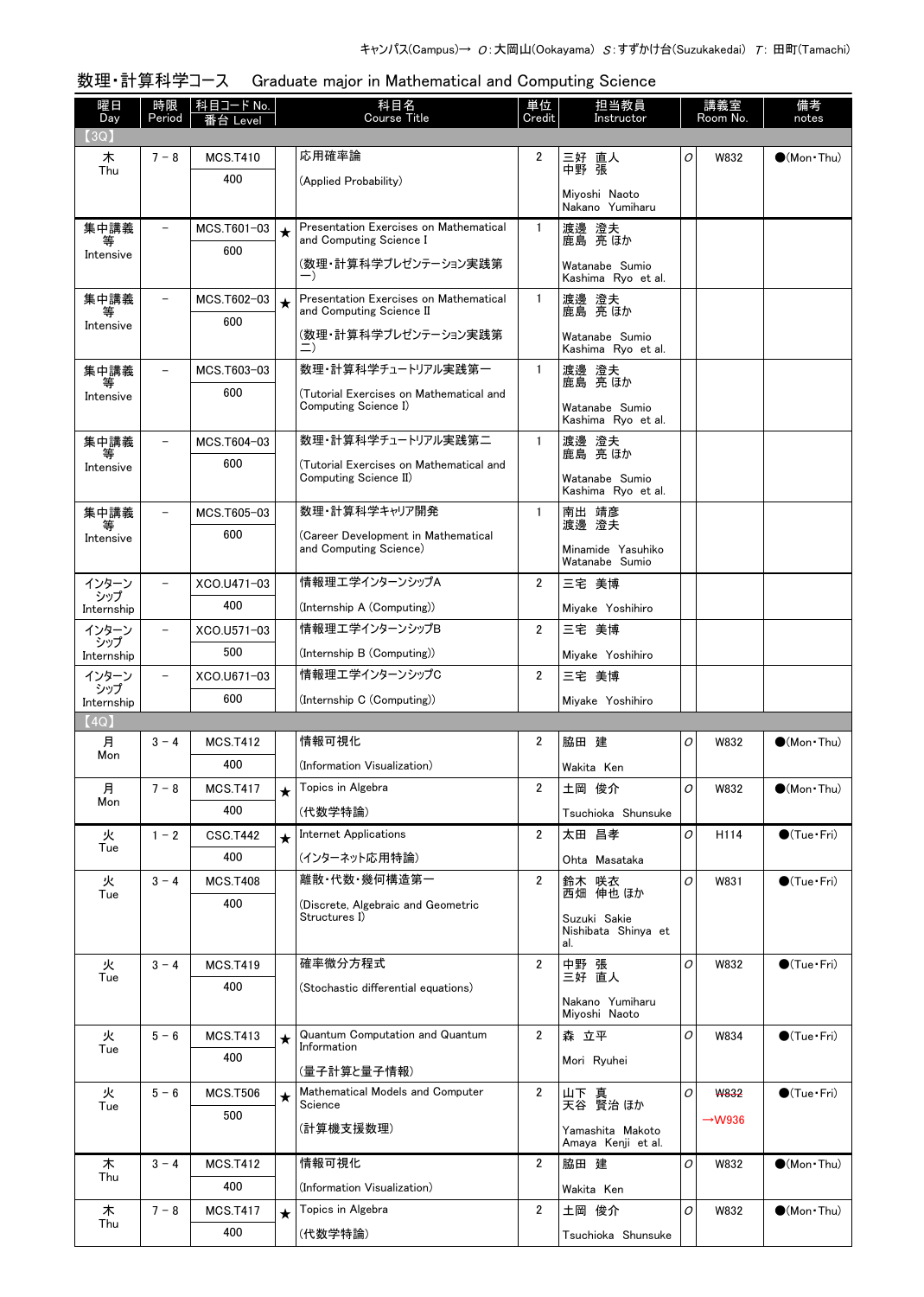キャンパス(Campus)→ O:大岡山(Ookayama) S:すずかけ台(Suzukakedai) T: 田町(Tamachi)

## 数理・計算科学コース　Graduate major in Mathematical and Computing Science

| 曜日 Day | 時限 Period | 科目コード No. 番台 Level | | 科目名 Course Title | 単位 Credit | 担当教員 Instructor | | 講義室 Room No. | 備考 notes |
|---|---|---|---|---|---|---|---|---|---|
| 【3Q】 | | | | | | | | | |
| 木 Thu | 7－8 | MCS.T410 400 | | 応用確率論 (Applied Probability) | 2 | 三好 直人 中野 張 Miyoshi Naoto Nakano Yumiharu | O | W832 | ●(Mon・Thu) |
| 集中講義等 Intensive | － | MCS.T601-03 600 | ★ | Presentation Exercises on Mathematical and Computing Science I (数理・計算科学プレゼンテーション実践第一) | 1 | 渡邊 澄夫 鹿島 亮 ほか Watanabe Sumio Kashima Ryo et al. | | | |
| 集中講義等 Intensive | － | MCS.T602-03 600 | ★ | Presentation Exercises on Mathematical and Computing Science II (数理・計算科学プレゼンテーション実践第二) | 1 | 渡邊 澄夫 鹿島 亮 ほか Watanabe Sumio Kashima Ryo et al. | | | |
| 集中講義等 Intensive | － | MCS.T603-03 600 | | 数理・計算科学チュートリアル実践第一 (Tutorial Exercises on Mathematical and Computing Science I) | 1 | 渡邊 澄夫 鹿島 亮 ほか Watanabe Sumio Kashima Ryo et al. | | | |
| 集中講義等 Intensive | － | MCS.T604-03 600 | | 数理・計算科学チュートリアル実践第二 (Tutorial Exercises on Mathematical and Computing Science II) | 1 | 渡邊 澄夫 鹿島 亮 ほか Watanabe Sumio Kashima Ryo et al. | | | |
| 集中講義等 Intensive | － | MCS.T605-03 600 | | 数理・計算科学キャリア開発 (Career Development in Mathematical and Computing Science) | 1 | 南出 靖彦 渡邊 澄夫 Minamide Yasuhiko Watanabe Sumio | | | |
| インターンシップ Internship | － | XCO.U471-03 400 | | 情報理工学インターンシップA (Internship A (Computing)) | 2 | 三宅 美博 Miyake Yoshihiro | | | |
| インターンシップ Internship | － | XCO.U571-03 500 | | 情報理工学インターンシップB (Internship B (Computing)) | 2 | 三宅 美博 Miyake Yoshihiro | | | |
| インターンシップ Internship | － | XCO.U671-03 600 | | 情報理工学インターンシップC (Internship C (Computing)) | 2 | 三宅 美博 Miyake Yoshihiro | | | |
| 【4Q】 | | | | | | | | | |
| 月 Mon | 3－4 | MCS.T412 400 | | 情報可視化 (Information Visualization) | 2 | 脇田 建 Wakita Ken | O | W832 | ●(Mon・Thu) |
| 月 Mon | 7－8 | MCS.T417 400 | ★ | Topics in Algebra (代数学特論) | 2 | 土岡 俊介 Tsuchioka Shunsuke | O | W832 | ●(Mon・Thu) |
| 火 Tue | 1－2 | CSC.T442 400 | ★ | Internet Applications (インターネット応用特論) | 2 | 太田 昌孝 Ohta Masataka | O | H114 | ●(Tue・Fri) |
| 火 Tue | 3－4 | MCS.T408 400 | | 離散・代数・幾何構造第一 (Discrete, Algebraic and Geometric Structures I) | 2 | 鈴木 咲衣 西畑 伸也 ほか Suzuki Sakie Nishibata Shinya et al. | O | W831 | ●(Tue・Fri) |
| 火 Tue | 3－4 | MCS.T419 400 | | 確率微分方程式 (Stochastic differential equations) | 2 | 中野 張 三好 直人 Nakano Yumiharu Miyoshi Naoto | O | W832 | ●(Tue・Fri) |
| 火 Tue | 5－6 | MCS.T413 400 | ★ | Quantum Computation and Quantum Information (量子計算と量子情報) | 2 | 森 立平 Mori Ryuhei | O | W834 | ●(Tue・Fri) |
| 火 Tue | 5－6 | MCS.T506 500 | ★ | Mathematical Models and Computer Science (計算機支援数理) | 2 | 山下 真 天谷 賢治 ほか Yamashita Makoto Amaya Kenji et al. | O | ~~W832~~ →W936 | ●(Tue・Fri) |
| 木 Thu | 3－4 | MCS.T412 400 | | 情報可視化 (Information Visualization) | 2 | 脇田 建 Wakita Ken | O | W832 | ●(Mon・Thu) |
| 木 Thu | 7－8 | MCS.T417 400 | ★ | Topics in Algebra (代数学特論) | 2 | 土岡 俊介 Tsuchioka Shunsuke | O | W832 | ●(Mon・Thu) |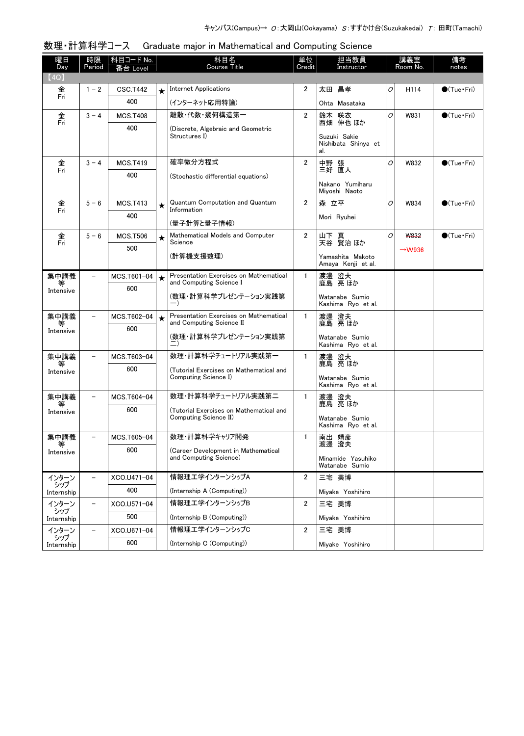キャンパス(Campus)→ O：大岡山(Ookayama) S：すずかけ台(Suzukakedai) T：田町(Tamachi)

## 数理・計算科学コース　Graduate major in Mathematical and Computing Science

| 曜日 Day | 時限 Period | 科目コード No. 番台 Level | | 科目名 Course Title | 単位 Credit | 担当教員 Instructor | | 講義室 Room No. | 備考 notes |
|---|---|---|---|---|---|---|---|---|---|
| 【4Q】 | | | | | | | | | |
| 金 Fri | 1 - 2 | CSC.T442 400 | ★ | Internet Applications (インターネット応用特論) | 2 | 太田 昌孝 Ohta Masataka | O | H114 | ●(Tue・Fri) |
| 金 Fri | 3 - 4 | MCS.T408 400 | | 離散・代数・幾何構造第一 (Discrete, Algebraic and Geometric Structures I) | 2 | 鈴木 咲衣 西畑 伸也 ほか Suzuki Sakie Nishibata Shinya et al. | O | W831 | ●(Tue・Fri) |
| 金 Fri | 3 - 4 | MCS.T419 400 | | 確率微分方程式 (Stochastic differential equations) | 2 | 中野 張 三好 直人 Nakano Yumiharu Miyoshi Naoto | O | W832 | ●(Tue・Fri) |
| 金 Fri | 5 - 6 | MCS.T413 400 | ★ | Quantum Computation and Quantum Information (量子計算と量子情報) | 2 | 森 立平 Mori Ryuhei | O | W834 | ●(Tue・Fri) |
| 金 Fri | 5 - 6 | MCS.T506 500 | ★ | Mathematical Models and Computer Science (計算機支援数理) | 2 | 山下 真 天谷 賢治 ほか Yamashita Makoto Amaya Kenji et al. | O | ~~W832~~ →W936 | ●(Tue・Fri) |
| 集中講義等 Intensive | – | MCS.T601-04 600 | ★ | Presentation Exercises on Mathematical and Computing Science I (数理・計算科学プレゼンテーション実践第一) | 1 | 渡邊 澄夫 鹿島 亮 ほか Watanabe Sumio Kashima Ryo et al. | | | |
| 集中講義等 Intensive | – | MCS.T602-04 600 | ★ | Presentation Exercises on Mathematical and Computing Science II (数理・計算科学プレゼンテーション実践第二) | 1 | 渡邊 澄夫 鹿島 亮 ほか Watanabe Sumio Kashima Ryo et al. | | | |
| 集中講義等 Intensive | – | MCS.T603-04 600 | | 数理・計算科学チュートリアル実践第一 (Tutorial Exercises on Mathematical and Computing Science I) | 1 | 渡邊 澄夫 鹿島 亮 ほか Watanabe Sumio Kashima Ryo et al. | | | |
| 集中講義等 Intensive | – | MCS.T604-04 600 | | 数理・計算科学チュートリアル実践第二 (Tutorial Exercises on Mathematical and Computing Science II) | 1 | 渡邊 澄夫 鹿島 亮 ほか Watanabe Sumio Kashima Ryo et al. | | | |
| 集中講義等 Intensive | – | MCS.T605-04 600 | | 数理・計算科学キャリア開発 (Career Development in Mathematical and Computing Science) | 1 | 南出 靖彦 渡邊 澄夫 Minamide Yasuhiko Watanabe Sumio | | | |
| インターンシップ Internship | – | XCO.U471-04 400 | | 情報理工学インターンシップA (Internship A (Computing)) | 2 | 三宅 美博 Miyake Yoshihiro | | | |
| インターンシップ Internship | – | XCO.U571-04 500 | | 情報理工学インターンシップB (Internship B (Computing)) | 2 | 三宅 美博 Miyake Yoshihiro | | | |
| インターンシップ Internship | – | XCO.U671-04 600 | | 情報理工学インターンシップC (Internship C (Computing)) | 2 | 三宅 美博 Miyake Yoshihiro | | | |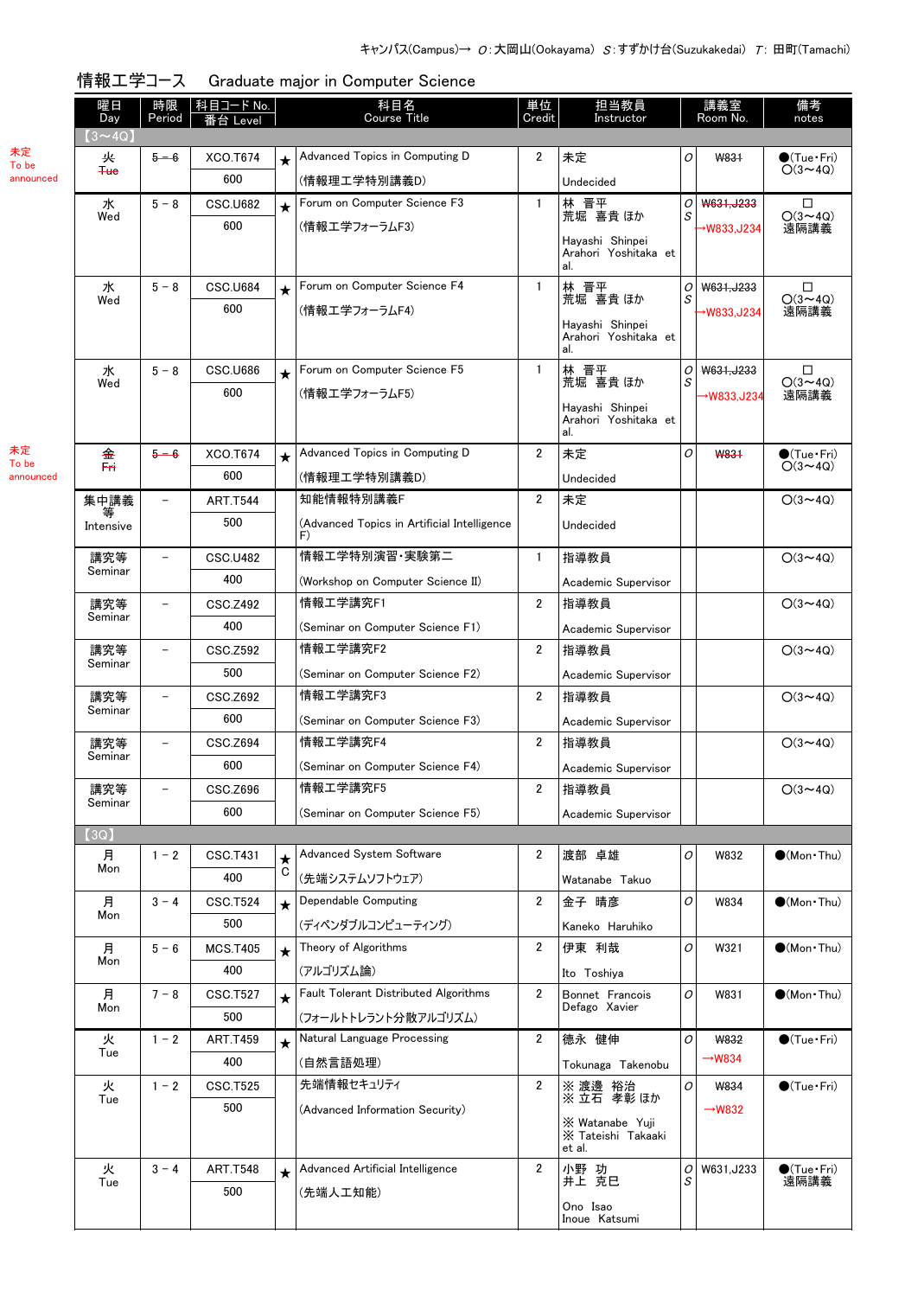キャンパス(Campus)→ O：大岡山(Ookayama) S：すずかけ台(Suzukakedai) T：田町(Tamachi)

## 情報工学コース　Graduate major in Computer Science

| 曜日 Day | 時限 Period | 科目コード No. 番台 Level | | 科目名 Course Title | 単位 Credit | 担当教員 Instructor | | 講義室 Room No. | 備考 notes |
|---|---|---|---|---|---|---|---|---|---|
| 【3～4Q】 | | | | | | | | | |
| 未定 To be announced ~~火 Tue~~ | ~~5－6~~ | XCO.T674 / 600 | ★ | Advanced Topics in Computing D (情報理工学特別講義D) | 2 | 未定 Undecided | O | ~~W831~~ | ●(Tue・Fri) ○(3～4Q) |
| 水 Wed | 5－8 | CSC.U682 / 600 | ★ | Forum on Computer Science F3 (情報工学フォーラムF3) | 1 | 林 晋平 荒堀 喜貴 ほか Hayashi Shinpei Arahori Yoshitaka et al. | O S | ~~W631,J233~~ →W833,J234 | □ ○(3～4Q) 遠隔講義 |
| 水 Wed | 5－8 | CSC.U684 / 600 | ★ | Forum on Computer Science F4 (情報工学フォーラムF4) | 1 | 林 晋平 荒堀 喜貴 ほか Hayashi Shinpei Arahori Yoshitaka et al. | O S | ~~W631,J233~~ →W833,J234 | □ ○(3～4Q) 遠隔講義 |
| 水 Wed | 5－8 | CSC.U686 / 600 | ★ | Forum on Computer Science F5 (情報工学フォーラムF5) | 1 | 林 晋平 荒堀 喜貴 ほか Hayashi Shinpei Arahori Yoshitaka et al. | O S | ~~W631,J233~~ →W833,J234 | □ ○(3～4Q) 遠隔講義 |
| 未定 To be announced ~~金 Fri~~ | ~~5－6~~ | XCO.T674 / 600 | ★ | Advanced Topics in Computing D (情報理工学特別講義D) | 2 | 未定 Undecided | O | ~~W831~~ | ●(Tue・Fri) ○(3～4Q) |
| 集中講義等 Intensive | － | ART.T544 / 500 | | 知能情報特別講義F (Advanced Topics in Artificial Intelligence F) | 2 | 未定 Undecided | | | ○(3～4Q) |
| 講究等 Seminar | － | CSC.U482 / 400 | | 情報工学特別演習・実験第二 (Workshop on Computer Science II) | 1 | 指導教員 Academic Supervisor | | | ○(3～4Q) |
| 講究等 Seminar | － | CSC.Z492 / 400 | | 情報工学講究F1 (Seminar on Computer Science F1) | 2 | 指導教員 Academic Supervisor | | | ○(3～4Q) |
| 講究等 Seminar | － | CSC.Z592 / 500 | | 情報工学講究F2 (Seminar on Computer Science F2) | 2 | 指導教員 Academic Supervisor | | | ○(3～4Q) |
| 講究等 Seminar | － | CSC.Z692 / 600 | | 情報工学講究F3 (Seminar on Computer Science F3) | 2 | 指導教員 Academic Supervisor | | | ○(3～4Q) |
| 講究等 Seminar | － | CSC.Z694 / 600 | | 情報工学講究F4 (Seminar on Computer Science F4) | 2 | 指導教員 Academic Supervisor | | | ○(3～4Q) |
| 講究等 Seminar | － | CSC.Z696 / 600 | | 情報工学講究F5 (Seminar on Computer Science F5) | 2 | 指導教員 Academic Supervisor | | | ○(3～4Q) |
| 【3Q】 | | | | | | | | | |
| 月 Mon | 1－2 | CSC.T431 / 400 | ★ C | Advanced System Software (先端システムソフトウェア) | 2 | 渡部 卓雄 Watanabe Takuo | O | W832 | ●(Mon・Thu) |
| 月 Mon | 3－4 | CSC.T524 / 500 | ★ | Dependable Computing (ディペンダブルコンピューティング) | 2 | 金子 晴彦 Kaneko Haruhiko | O | W834 | ●(Mon・Thu) |
| 月 Mon | 5－6 | MCS.T405 / 400 | ★ | Theory of Algorithms (アルゴリズム論) | 2 | 伊東 利哉 Ito Toshiya | O | W321 | ●(Mon・Thu) |
| 月 Mon | 7－8 | CSC.T527 / 500 | ★ | Fault Tolerant Distributed Algorithms (フォールトトレラント分散アルゴリズム) | 2 | Bonnet Francois Defago Xavier | O | W831 | ●(Mon・Thu) |
| 火 Tue | 1－2 | ART.T459 / 400 | ★ | Natural Language Processing (自然言語処理) | 2 | 徳永 健伸 Tokunaga Takenobu | O | ~~W832~~ →W834 | ●(Tue・Fri) |
| 火 Tue | 1－2 | CSC.T525 / 500 | | 先端情報セキュリティ (Advanced Information Security) | 2 | ※ 渡邊 裕治 ※ 立石 孝彰 ほか ※ Watanabe Yuji ※ Tateishi Takaaki et al. | O | ~~W834~~ →W832 | ●(Tue・Fri) |
| 火 Tue | 3－4 | ART.T548 / 500 | ★ | Advanced Artificial Intelligence (先端人工知能) | 2 | 小野 功 井上 克巳 Ono Isao Inoue Katsumi | O S | W631,J233 | ●(Tue・Fri) 遠隔講義 |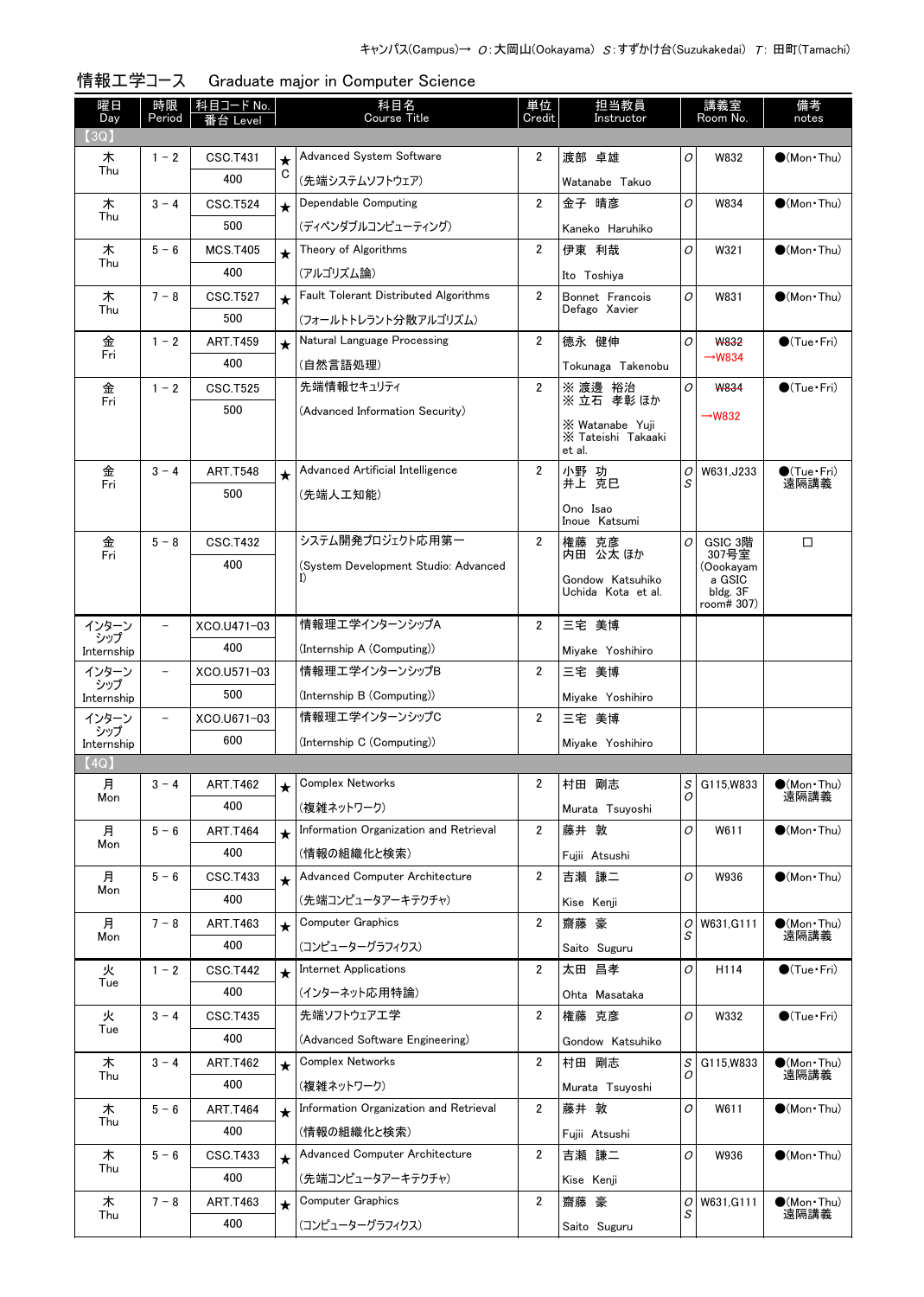キャンパス(Campus)→ O:大岡山(Ookayama) S:すずかけ台(Suzukakedai) T: 田町(Tamachi)

## 情報工学コース　Graduate major in Computer Science

| 曜日 Day | 時限 Period | 科目コード No. 番台 Level | | 科目名 Course Title | 単位 Credit | 担当教員 Instructor | | 講義室 Room No. | 備考 notes |
|---|---|---|---|---|---|---|---|---|---|
| 【3Q】 | | | | | | | | | |
| 木 Thu | 1－2 | CSC.T431 400 | ★ C | Advanced System Software (先端システムソフトウェア) | 2 | 渡部 卓雄 Watanabe Takuo | O | W832 | ●(Mon・Thu) |
| 木 Thu | 3－4 | CSC.T524 500 | ★ | Dependable Computing (ディペンダブルコンピューティング) | 2 | 金子 晴彦 Kaneko Haruhiko | O | W834 | ●(Mon・Thu) |
| 木 Thu | 5－6 | MCS.T405 400 | ★ | Theory of Algorithms (アルゴリズム論) | 2 | 伊東 利哉 Ito Toshiya | O | W321 | ●(Mon・Thu) |
| 木 Thu | 7－8 | CSC.T527 500 | ★ | Fault Tolerant Distributed Algorithms (フォールトトレラント分散アルゴリズム) | 2 | Bonnet Francois Defago Xavier | O | W831 | ●(Mon・Thu) |
| 金 Fri | 1－2 | ART.T459 400 | ★ | Natural Language Processing (自然言語処理) | 2 | 徳永 健伸 Tokunaga Takenobu | O | ~~W832~~ →W834 | ●(Tue・Fri) |
| 金 Fri | 1－2 | CSC.T525 500 | | 先端情報セキュリティ (Advanced Information Security) | 2 | ※ 渡邊 裕治 ※ 立石 孝彰 ほか ※ Watanabe Yuji ※ Tateishi Takaaki et al. | O | ~~W834~~ →W832 | ●(Tue・Fri) |
| 金 Fri | 3－4 | ART.T548 500 | ★ | Advanced Artificial Intelligence (先端人工知能) | 2 | 小野 功 井上 克巳 Ono Isao Inoue Katsumi | O S | W631,J233 | ●(Tue・Fri) 遠隔講義 |
| 金 Fri | 5－8 | CSC.T432 400 | | システム開発プロジェクト応用第一 (System Development Studio: Advanced I) | 2 | 権藤 克彦 内田 公太 ほか Gondow Katsuhiko Uchida Kota et al. | O | GSIC 3階 307号室 (Ookayama GSIC bldg. 3F room# 307) | □ |
| インターンシップ Internship | － | XCO.U471-03 400 | | 情報理工学インターンシップA (Internship A (Computing)) | 2 | 三宅 美博 Miyake Yoshihiro | | | |
| インターンシップ Internship | － | XCO.U571-03 500 | | 情報理工学インターンシップB (Internship B (Computing)) | 2 | 三宅 美博 Miyake Yoshihiro | | | |
| インターンシップ Internship | － | XCO.U671-03 600 | | 情報理工学インターンシップC (Internship C (Computing)) | 2 | 三宅 美博 Miyake Yoshihiro | | | |
| 【4Q】 | | | | | | | | | |
| 月 Mon | 3－4 | ART.T462 400 | ★ | Complex Networks (複雑ネットワーク) | 2 | 村田 剛志 Murata Tsuyoshi | S O | G115,W833 | ●(Mon・Thu) 遠隔講義 |
| 月 Mon | 5－6 | ART.T464 400 | ★ | Information Organization and Retrieval (情報の組織化と検索) | 2 | 藤井 敦 Fujii Atsushi | O | W611 | ●(Mon・Thu) |
| 月 Mon | 5－6 | CSC.T433 400 | ★ | Advanced Computer Architecture (先端コンピュータアーキテクチャ) | 2 | 吉瀬 謙二 Kise Kenji | O | W936 | ●(Mon・Thu) |
| 月 Mon | 7－8 | ART.T463 400 | ★ | Computer Graphics (コンピューターグラフィクス) | 2 | 齋藤 豪 Saito Suguru | O S | W631,G111 | ●(Mon・Thu) 遠隔講義 |
| 火 Tue | 1－2 | CSC.T442 400 | ★ | Internet Applications (インターネット応用特論) | 2 | 太田 昌孝 Ohta Masataka | O | H114 | ●(Tue・Fri) |
| 火 Tue | 3－4 | CSC.T435 400 | | 先端ソフトウェア工学 (Advanced Software Engineering) | 2 | 権藤 克彦 Gondow Katsuhiko | O | W332 | ●(Tue・Fri) |
| 木 Thu | 3－4 | ART.T462 400 | ★ | Complex Networks (複雑ネットワーク) | 2 | 村田 剛志 Murata Tsuyoshi | S O | G115,W833 | ●(Mon・Thu) 遠隔講義 |
| 木 Thu | 5－6 | ART.T464 400 | ★ | Information Organization and Retrieval (情報の組織化と検索) | 2 | 藤井 敦 Fujii Atsushi | O | W611 | ●(Mon・Thu) |
| 木 Thu | 5－6 | CSC.T433 400 | ★ | Advanced Computer Architecture (先端コンピュータアーキテクチャ) | 2 | 吉瀬 謙二 Kise Kenji | O | W936 | ●(Mon・Thu) |
| 木 Thu | 7－8 | ART.T463 400 | ★ | Computer Graphics (コンピューターグラフィクス) | 2 | 齋藤 豪 Saito Suguru | O S | W631,G111 | ●(Mon・Thu) 遠隔講義 |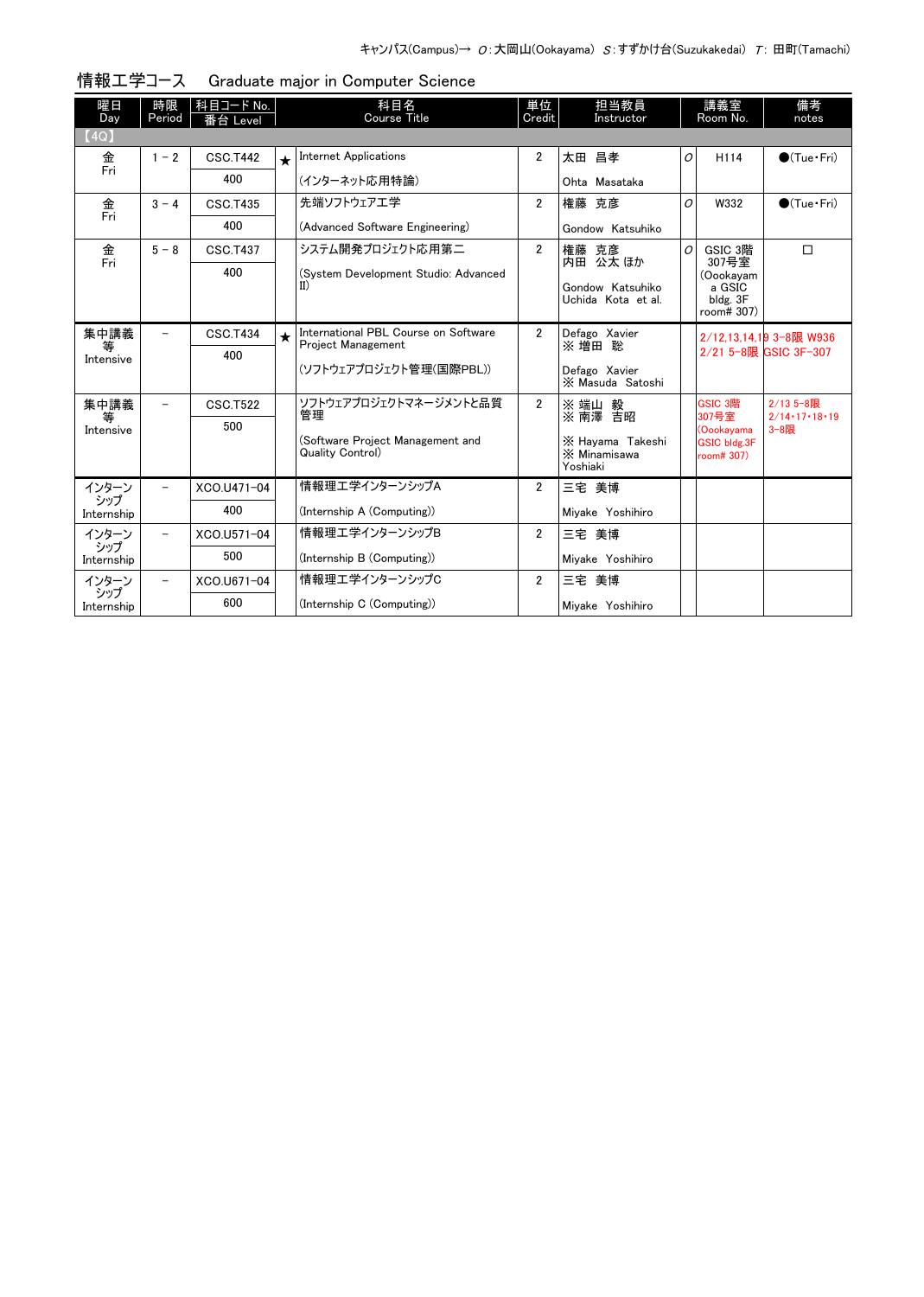キャンパス(Campus)→ O:大岡山(Ookayama) S:すずかけ台(Suzukakedai) T: 田町(Tamachi)

## 情報工学コース　Graduate major in Computer Science

| 曜日 Day | 時限 Period | 科目コード No. 番台 Level | | 科目名 Course Title | 単位 Credit | 担当教員 Instructor | | 講義室 Room No. | 備考 notes |
|---|---|---|---|---|---|---|---|---|---|
| 【4Q】 | | | | | | | | | |
| 金 Fri | 1 − 2 | CSC.T442 400 | ★ | Internet Applications (インターネット応用特論) | 2 | 太田 昌孝 Ohta Masataka | O | H114 | ●(Tue・Fri) |
| 金 Fri | 3 − 4 | CSC.T435 400 | | 先端ソフトウェア工学 (Advanced Software Engineering) | 2 | 権藤 克彦 Gondow Katsuhiko | O | W332 | ●(Tue・Fri) |
| 金 Fri | 5 − 8 | CSC.T437 400 | | システム開発プロジェクト応用第二 (System Development Studio: Advanced II) | 2 | 権藤 克彦 内田 公太 ほか Gondow Katsuhiko Uchida Kota et al. | O | GSIC 3階 307号室 (Ookayama GSIC bldg. 3F room# 307) | □ |
| 集中講義等 Intensive | − | CSC.T434 400 | ★ | International PBL Course on Software Project Management (ソフトウェアプロジェクト管理(国際PBL)) | 2 | Defago Xavier ※ 増田 聡 Defago Xavier ※ Masuda Satoshi | | 2/12,13,14,19 3−8限 W936 2/21 5−8限 GSIC 3F−307 | |
| 集中講義等 Intensive | − | CSC.T522 500 | | ソフトウェアプロジェクトマネージメントと品質管理 (Software Project Management and Quality Control) | 2 | ※ 端山 毅 ※ 南澤 吉昭 ※ Hayama Takeshi ※ Minamisawa Yoshiaki | | GSIC 3階 307号室 (Ookayama GSIC bldg.3F room# 307) | 2/13 5−8限 2/14・17・18・19 3−8限 |
| インターンシップ Internship | − | XCO.U471−04 400 | | 情報理工学インターンシップA (Internship A (Computing)) | 2 | 三宅 美博 Miyake Yoshihiro | | | |
| インターンシップ Internship | − | XCO.U571−04 500 | | 情報理工学インターンシップB (Internship B (Computing)) | 2 | 三宅 美博 Miyake Yoshihiro | | | |
| インターンシップ Internship | − | XCO.U671−04 600 | | 情報理工学インターンシップC (Internship C (Computing)) | 2 | 三宅 美博 Miyake Yoshihiro | | | |